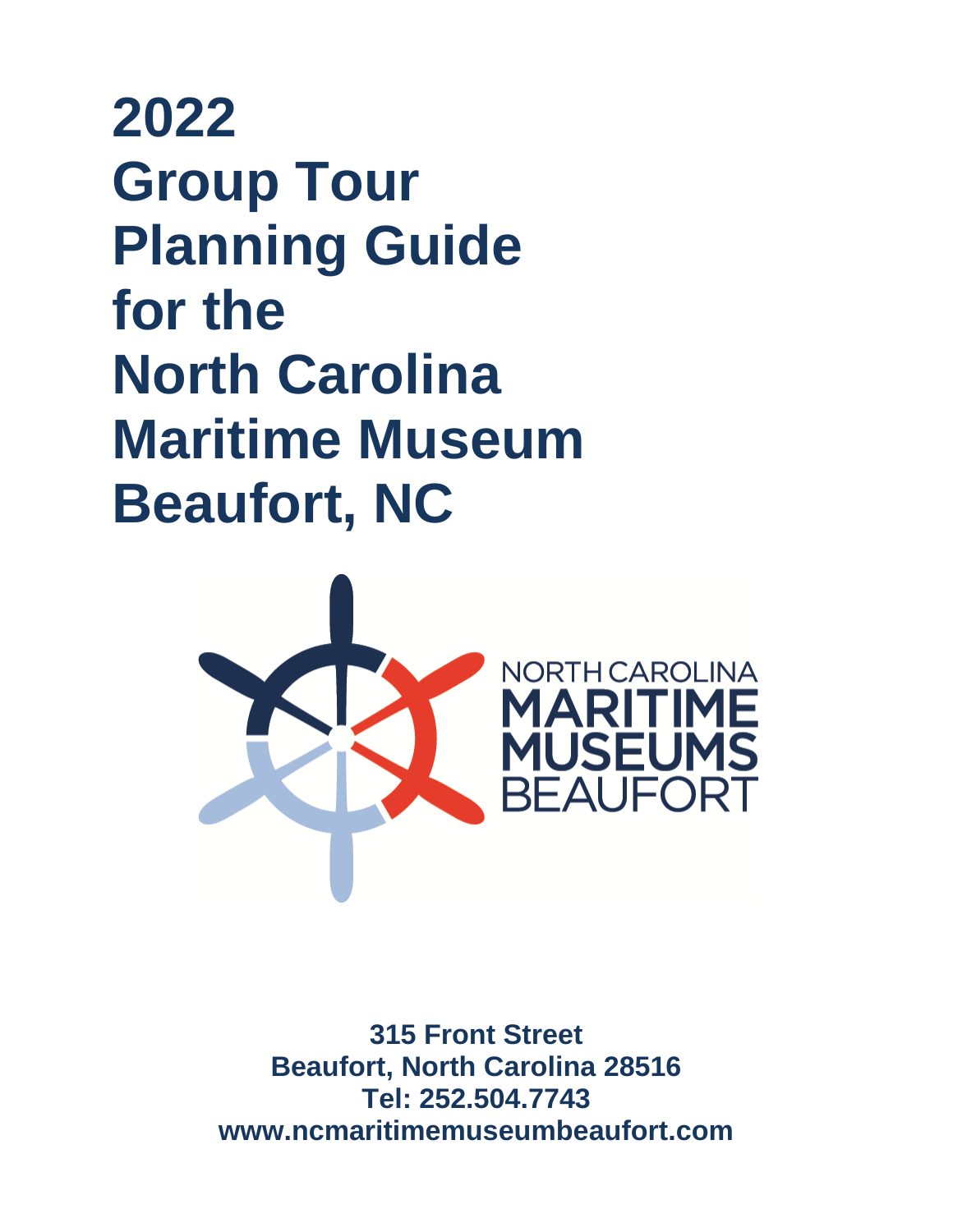# 2022 Group Tour Planning Guide for the North Carolina Maritime Museum Beaufort, NC

NORTH CAROLINA
MARITIME
MUSEUMS
BEAUFORT

**315 Front Street**
**Beaufort, North Carolina 28516**
**Tel: 252.504.7743**
**www.ncmaritimemuseumbeaufort.com**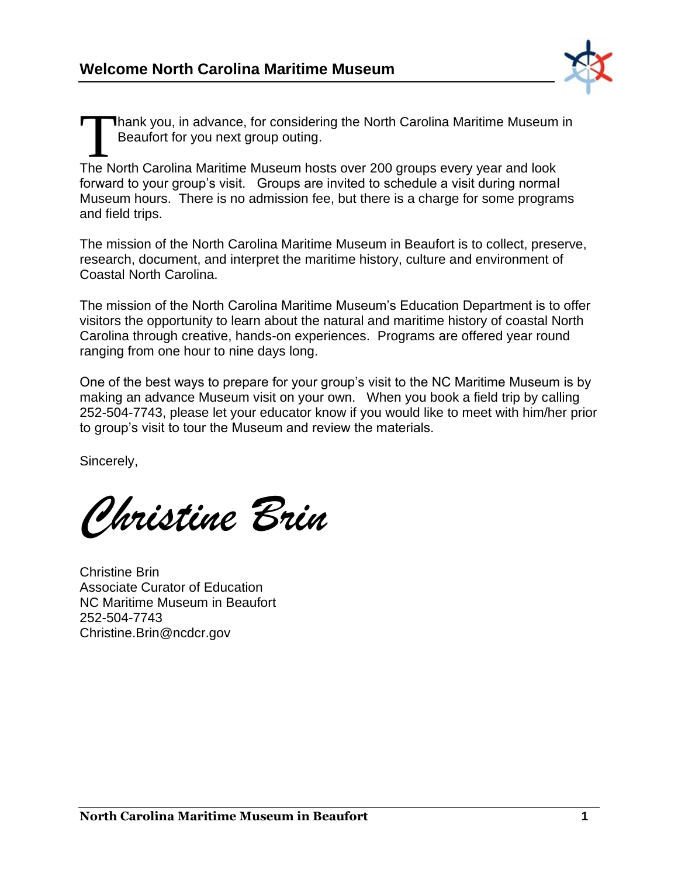## Welcome North Carolina Maritime Museum

Thank you, in advance, for considering the North Carolina Maritime Museum in Beaufort for you next group outing.

The North Carolina Maritime Museum hosts over 200 groups every year and look forward to your group's visit. Groups are invited to schedule a visit during normal Museum hours. There is no admission fee, but there is a charge for some programs and field trips.

The mission of the North Carolina Maritime Museum in Beaufort is to collect, preserve, research, document, and interpret the maritime history, culture and environment of Coastal North Carolina.

The mission of the North Carolina Maritime Museum's Education Department is to offer visitors the opportunity to learn about the natural and maritime history of coastal North Carolina through creative, hands-on experiences. Programs are offered year round ranging from one hour to nine days long.

One of the best ways to prepare for your group's visit to the NC Maritime Museum is by making an advance Museum visit on your own. When you book a field trip by calling 252-504-7743, please let your educator know if you would like to meet with him/her prior to group's visit to tour the Museum and review the materials.

Sincerely,

*Christine Brin*

Christine Brin
Associate Curator of Education
NC Maritime Museum in Beaufort
252-504-7743
Christine.Brin@ncdcr.gov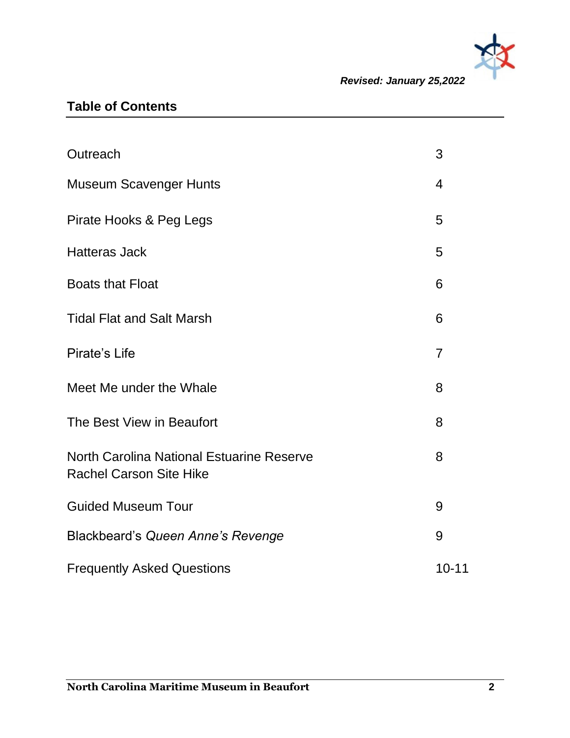*Revised: January 25,2022*

## Table of Contents

| | |
|---|---|
| Outreach | 3 |
| Museum Scavenger Hunts | 4 |
| Pirate Hooks & Peg Legs | 5 |
| Hatteras Jack | 5 |
| Boats that Float | 6 |
| Tidal Flat and Salt Marsh | 6 |
| Pirate's Life | 7 |
| Meet Me under the Whale | 8 |
| The Best View in Beaufort | 8 |
| North Carolina National Estuarine Reserve Rachel Carson Site Hike | 8 |
| Guided Museum Tour | 9 |
| Blackbeard's *Queen Anne's Revenge* | 9 |
| Frequently Asked Questions | 10-11 |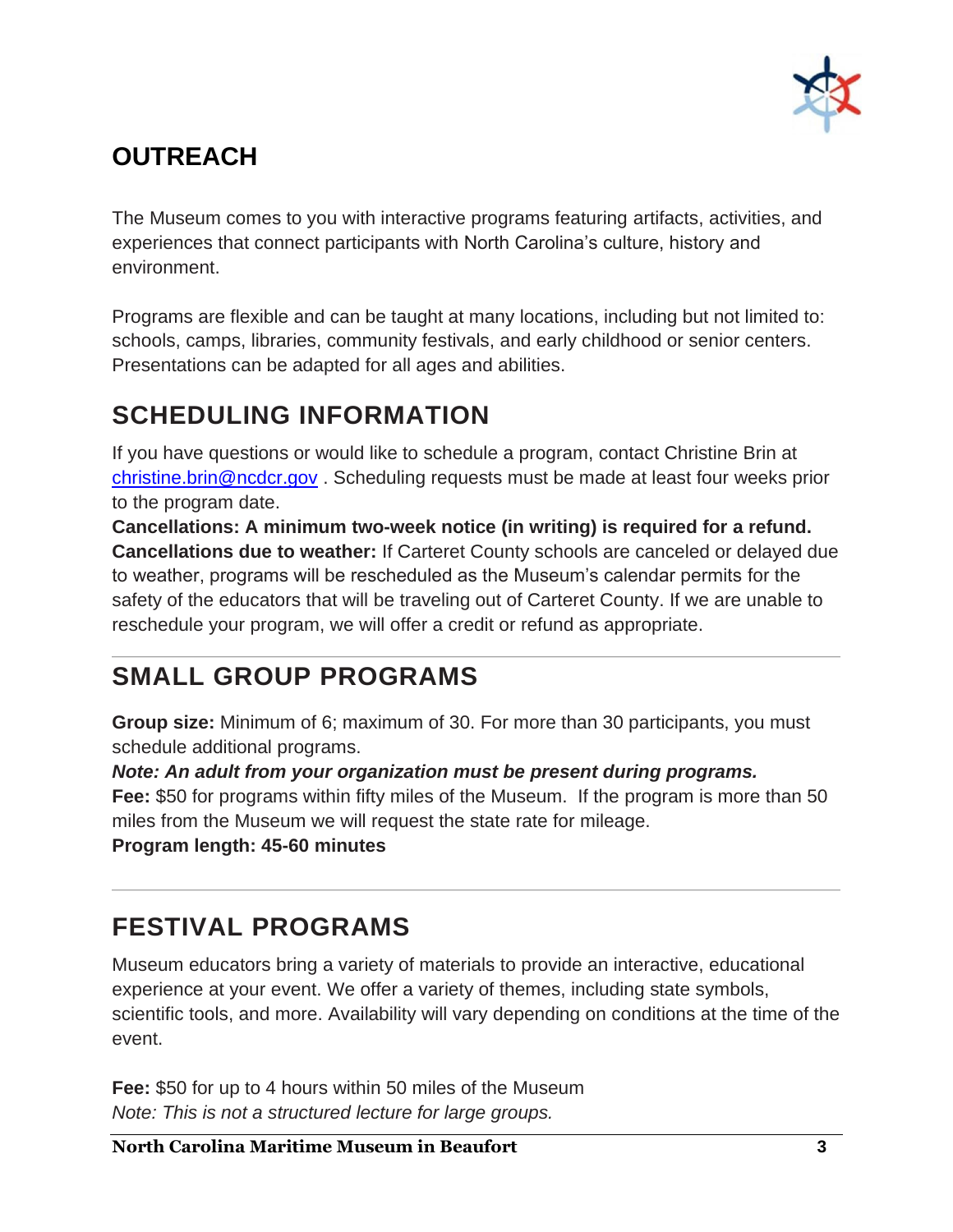## OUTREACH

The Museum comes to you with interactive programs featuring artifacts, activities, and experiences that connect participants with North Carolina's culture, history and environment.

Programs are flexible and can be taught at many locations, including but not limited to: schools, camps, libraries, community festivals, and early childhood or senior centers. Presentations can be adapted for all ages and abilities.

## SCHEDULING INFORMATION

If you have questions or would like to schedule a program, contact Christine Brin at christine.brin@ncdcr.gov . Scheduling requests must be made at least four weeks prior to the program date.

**Cancellations: A minimum two-week notice (in writing) is required for a refund.**

**Cancellations due to weather:** If Carteret County schools are canceled or delayed due to weather, programs will be rescheduled as the Museum's calendar permits for the safety of the educators that will be traveling out of Carteret County. If we are unable to reschedule your program, we will offer a credit or refund as appropriate.

---

## SMALL GROUP PROGRAMS

**Group size:** Minimum of 6; maximum of 30. For more than 30 participants, you must schedule additional programs.

***Note: An adult from your organization must be present during programs.***

**Fee:** $50 for programs within fifty miles of the Museum. If the program is more than 50 miles from the Museum we will request the state rate for mileage.

**Program length: 45-60 minutes**

---

## FESTIVAL PROGRAMS

Museum educators bring a variety of materials to provide an interactive, educational experience at your event. We offer a variety of themes, including state symbols, scientific tools, and more. Availability will vary depending on conditions at the time of the event.

**Fee:** $50 for up to 4 hours within 50 miles of the Museum

*Note: This is not a structured lecture for large groups.*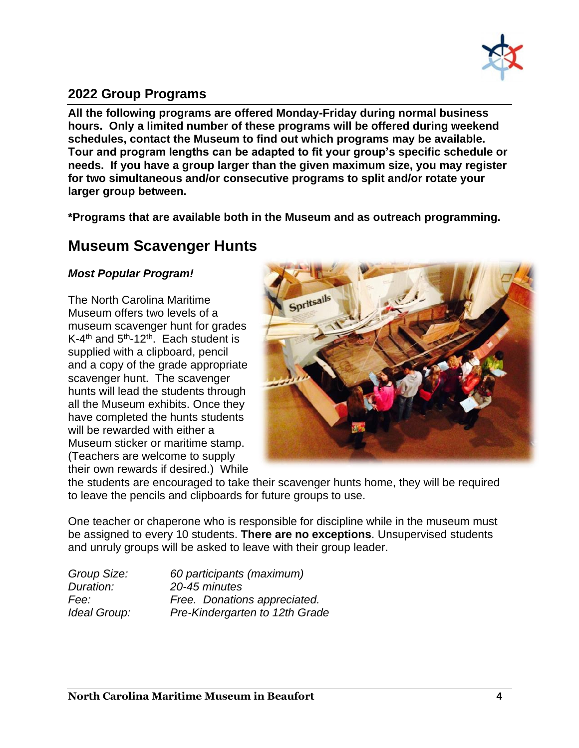## 2022 Group Programs

**All the following programs are offered Monday-Friday during normal business hours. Only a limited number of these programs will be offered during weekend schedules, contact the Museum to find out which programs may be available. Tour and program lengths can be adapted to fit your group's specific schedule or needs. If you have a group larger than the given maximum size, you may register for two simultaneous and/or consecutive programs to split and/or rotate your larger group between.**

***Programs that are available both in the Museum and as outreach programming.**

# Museum Scavenger Hunts

***Most Popular Program!***

The North Carolina Maritime Museum offers two levels of a museum scavenger hunt for grades K-4th and 5th-12th. Each student is supplied with a clipboard, pencil and a copy of the grade appropriate scavenger hunt. The scavenger hunts will lead the students through all the Museum exhibits. Once they have completed the hunts students will be rewarded with either a Museum sticker or maritime stamp. (Teachers are welcome to supply their own rewards if desired.) While the students are encouraged to take their scavenger hunts home, they will be required to leave the pencils and clipboards for future groups to use.

One teacher or chaperone who is responsible for discipline while in the museum must be assigned to every 10 students. **There are no exceptions**. Unsupervised students and unruly groups will be asked to leave with their group leader.

*Group Size:* *60 participants (maximum)*
*Duration:* *20-45 minutes*
*Fee:* *Free. Donations appreciated.*
*Ideal Group:* *Pre-Kindergarten to 12th Grade*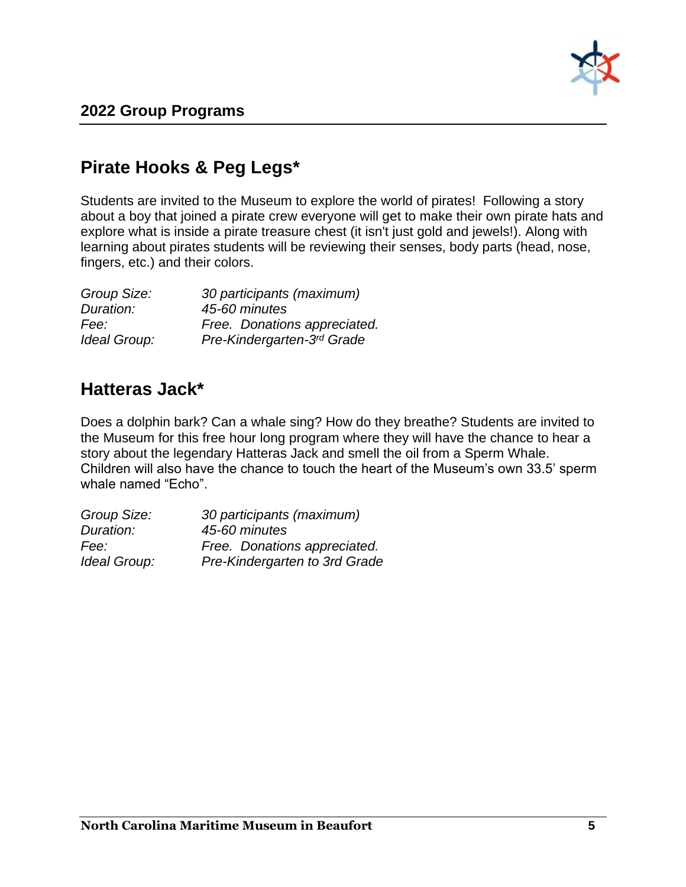## 2022 Group Programs

## Pirate Hooks & Peg Legs*

Students are invited to the Museum to explore the world of pirates! Following a story about a boy that joined a pirate crew everyone will get to make their own pirate hats and explore what is inside a pirate treasure chest (it isn't just gold and jewels!). Along with learning about pirates students will be reviewing their senses, body parts (head, nose, fingers, etc.) and their colors.

| | |
|---|---|
| *Group Size:* | *30 participants (maximum)* |
| *Duration:* | *45-60 minutes* |
| *Fee:* | *Free. Donations appreciated.* |
| *Ideal Group:* | *Pre-Kindergarten-3rd Grade* |

## Hatteras Jack*

Does a dolphin bark? Can a whale sing? How do they breathe? Students are invited to the Museum for this free hour long program where they will have the chance to hear a story about the legendary Hatteras Jack and smell the oil from a Sperm Whale. Children will also have the chance to touch the heart of the Museum's own 33.5' sperm whale named "Echo".

| | |
|---|---|
| *Group Size:* | *30 participants (maximum)* |
| *Duration:* | *45-60 minutes* |
| *Fee:* | *Free. Donations appreciated.* |
| *Ideal Group:* | *Pre-Kindergarten to 3rd Grade* |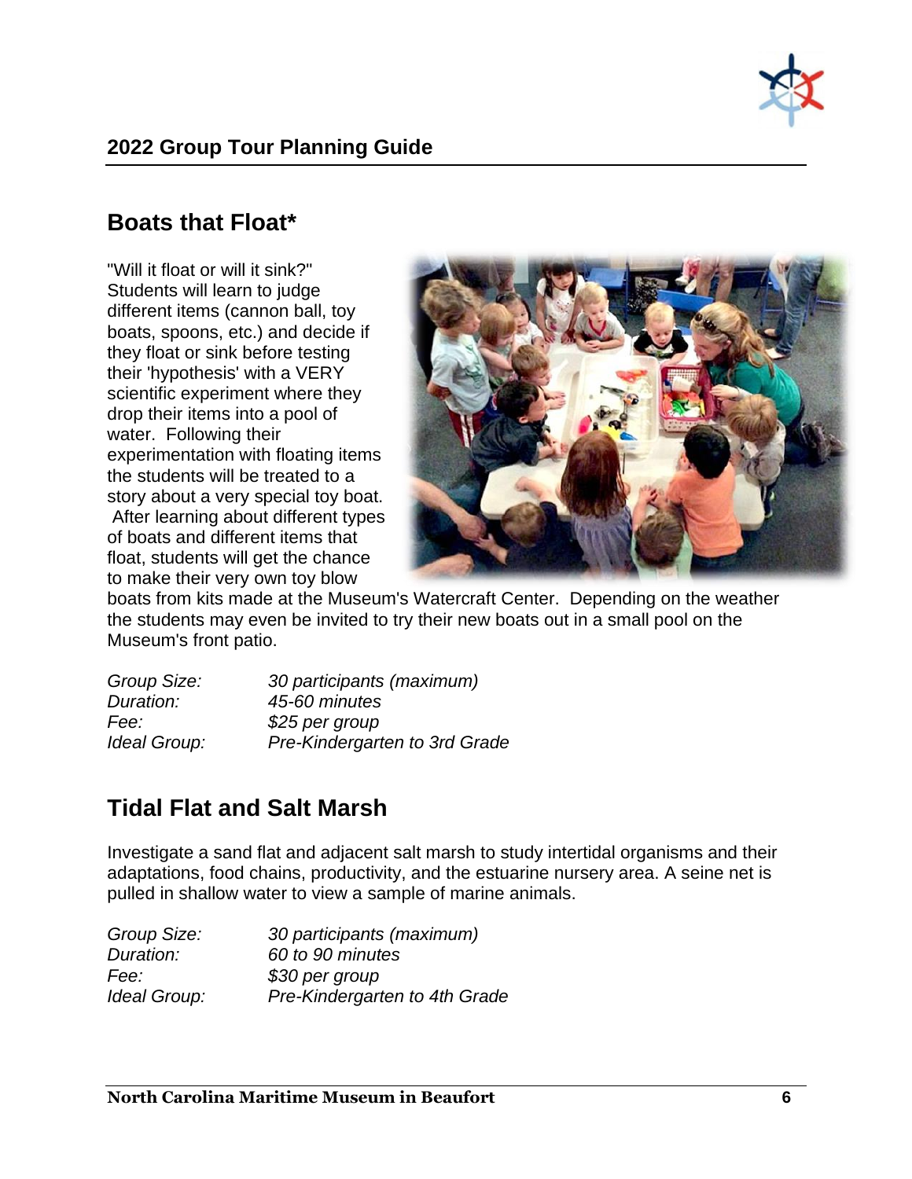## Boats that Float*

"Will it float or will it sink?" Students will learn to judge different items (cannon ball, toy boats, spoons, etc.) and decide if they float or sink before testing their 'hypothesis' with a VERY scientific experiment where they drop their items into a pool of water. Following their experimentation with floating items the students will be treated to a story about a very special toy boat. After learning about different types of boats and different items that float, students will get the chance to make their very own toy blow boats from kits made at the Museum's Watercraft Center. Depending on the weather the students may even be invited to try their new boats out in a small pool on the Museum's front patio.

| | |
|---|---|
| *Group Size:* | *30 participants (maximum)* |
| *Duration:* | *45-60 minutes* |
| *Fee:* | *$25 per group* |
| *Ideal Group:* | *Pre-Kindergarten to 3rd Grade* |

## Tidal Flat and Salt Marsh

Investigate a sand flat and adjacent salt marsh to study intertidal organisms and their adaptations, food chains, productivity, and the estuarine nursery area. A seine net is pulled in shallow water to view a sample of marine animals.

| | |
|---|---|
| *Group Size:* | *30 participants (maximum)* |
| *Duration:* | *60 to 90 minutes* |
| *Fee:* | *$30 per group* |
| *Ideal Group:* | *Pre-Kindergarten to 4th Grade* |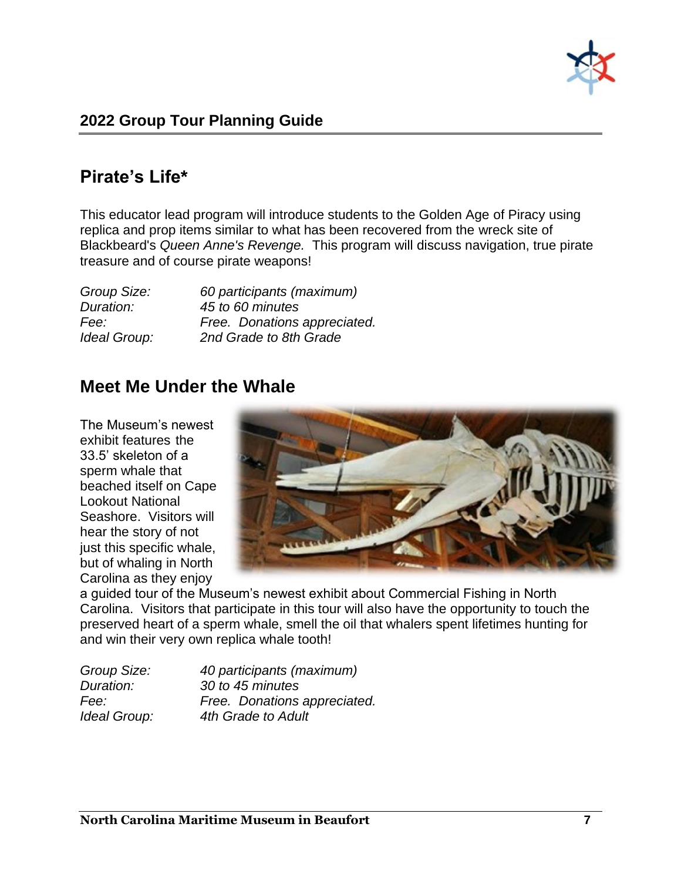## Pirate's Life*

This educator lead program will introduce students to the Golden Age of Piracy using replica and prop items similar to what has been recovered from the wreck site of Blackbeard's *Queen Anne's Revenge.* This program will discuss navigation, true pirate treasure and of course pirate weapons!

*Group Size:* *60 participants (maximum)*
*Duration:* *45 to 60 minutes*
*Fee:* *Free. Donations appreciated.*
*Ideal Group:* *2nd Grade to 8th Grade*

## Meet Me Under the Whale

The Museum's newest exhibit features the 33.5' skeleton of a sperm whale that beached itself on Cape Lookout National Seashore. Visitors will hear the story of not just this specific whale, but of whaling in North Carolina as they enjoy a guided tour of the Museum's newest exhibit about Commercial Fishing in North Carolina. Visitors that participate in this tour will also have the opportunity to touch the preserved heart of a sperm whale, smell the oil that whalers spent lifetimes hunting for and win their very own replica whale tooth!

*Group Size:* *40 participants (maximum)*
*Duration:* *30 to 45 minutes*
*Fee:* *Free. Donations appreciated.*
*Ideal Group:* *4th Grade to Adult*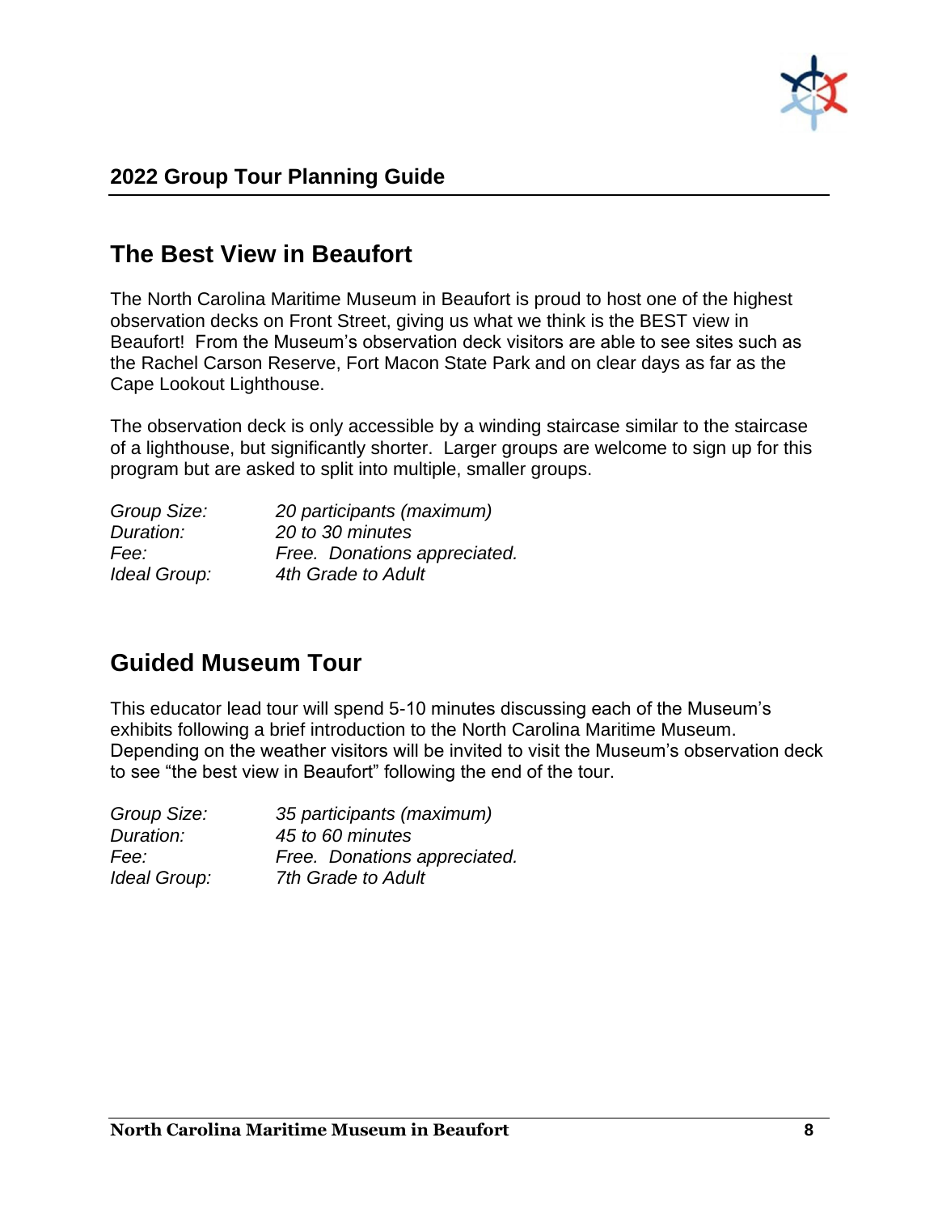## 2022 Group Tour Planning Guide

## The Best View in Beaufort

The North Carolina Maritime Museum in Beaufort is proud to host one of the highest observation decks on Front Street, giving us what we think is the BEST view in Beaufort! From the Museum's observation deck visitors are able to see sites such as the Rachel Carson Reserve, Fort Macon State Park and on clear days as far as the Cape Lookout Lighthouse.

The observation deck is only accessible by a winding staircase similar to the staircase of a lighthouse, but significantly shorter. Larger groups are welcome to sign up for this program but are asked to split into multiple, smaller groups.

*Group Size:* *20 participants (maximum)*
*Duration:* *20 to 30 minutes*
*Fee:* *Free. Donations appreciated.*
*Ideal Group:* *4th Grade to Adult*

## Guided Museum Tour

This educator lead tour will spend 5-10 minutes discussing each of the Museum's exhibits following a brief introduction to the North Carolina Maritime Museum. Depending on the weather visitors will be invited to visit the Museum's observation deck to see "the best view in Beaufort" following the end of the tour.

*Group Size:* *35 participants (maximum)*
*Duration:* *45 to 60 minutes*
*Fee:* *Free. Donations appreciated.*
*Ideal Group:* *7th Grade to Adult*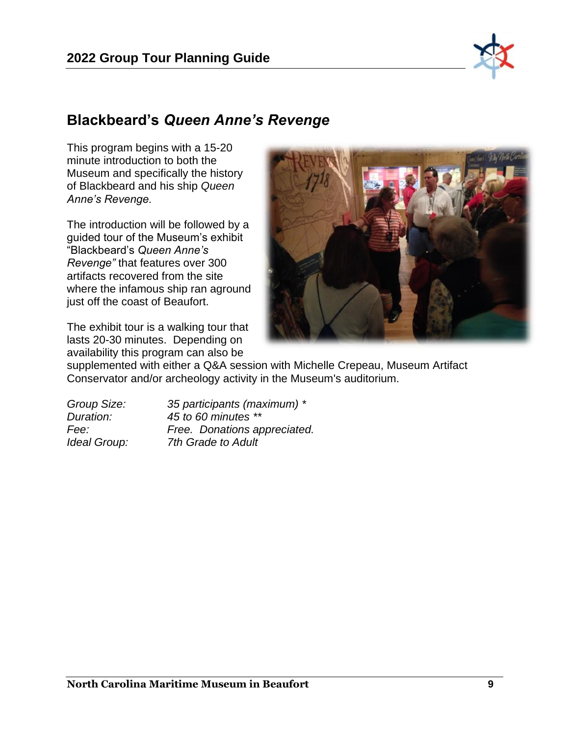## Blackbeard's *Queen Anne's Revenge*

This program begins with a 15-20 minute introduction to both the Museum and specifically the history of Blackbeard and his ship *Queen Anne's Revenge.*

The introduction will be followed by a guided tour of the Museum's exhibit "Blackbeard's *Queen Anne's Revenge"* that features over 300 artifacts recovered from the site where the infamous ship ran aground just off the coast of Beaufort.

The exhibit tour is a walking tour that lasts 20-30 minutes. Depending on availability this program can also be supplemented with either a Q&A session with Michelle Crepeau, Museum Artifact Conservator and/or archeology activity in the Museum's auditorium.

| | |
|---|---|
| *Group Size:* | *35 participants (maximum) \** |
| *Duration:* | *45 to 60 minutes \*\** |
| *Fee:* | *Free. Donations appreciated.* |
| *Ideal Group:* | *7th Grade to Adult* |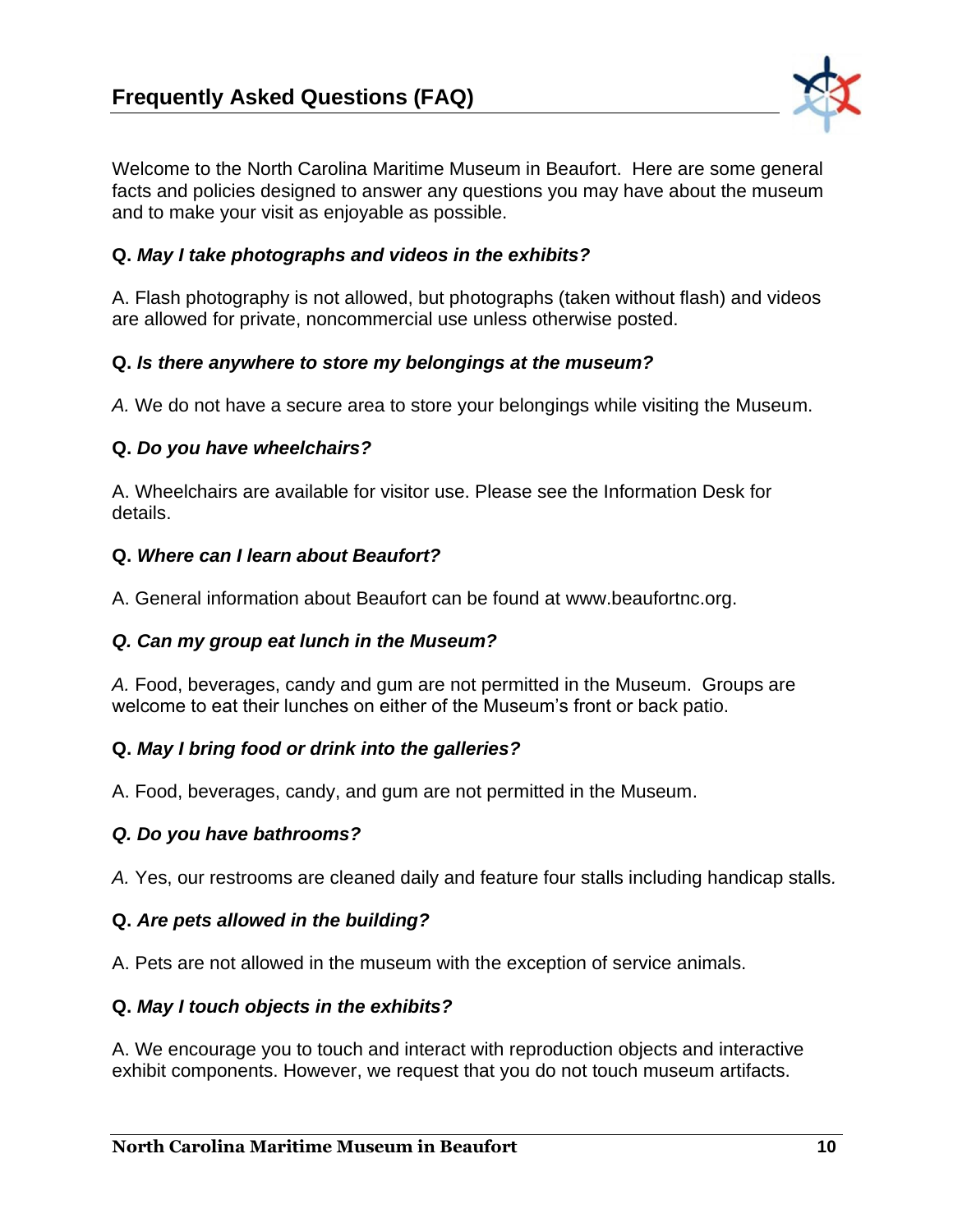# Frequently Asked Questions (FAQ)

Welcome to the North Carolina Maritime Museum in Beaufort. Here are some general facts and policies designed to answer any questions you may have about the museum and to make your visit as enjoyable as possible.

**Q. *May I take photographs and videos in the exhibits?***

A. Flash photography is not allowed, but photographs (taken without flash) and videos are allowed for private, noncommercial use unless otherwise posted.

**Q. *Is there anywhere to store my belongings at the museum?***

*A.* We do not have a secure area to store your belongings while visiting the Museum.

**Q. *Do you have wheelchairs?***

A. Wheelchairs are available for visitor use. Please see the Information Desk for details.

**Q. *Where can I learn about Beaufort?***

A. General information about Beaufort can be found at www.beaufortnc.org.

***Q. Can my group eat lunch in the Museum?***

*A.* Food, beverages, candy and gum are not permitted in the Museum. Groups are welcome to eat their lunches on either of the Museum's front or back patio.

**Q. *May I bring food or drink into the galleries?***

A. Food, beverages, candy, and gum are not permitted in the Museum.

***Q. Do you have bathrooms?***

*A.* Yes, our restrooms are cleaned daily and feature four stalls including handicap stalls.

**Q. *Are pets allowed in the building?***

A. Pets are not allowed in the museum with the exception of service animals.

**Q. *May I touch objects in the exhibits?***

A. We encourage you to touch and interact with reproduction objects and interactive exhibit components. However, we request that you do not touch museum artifacts.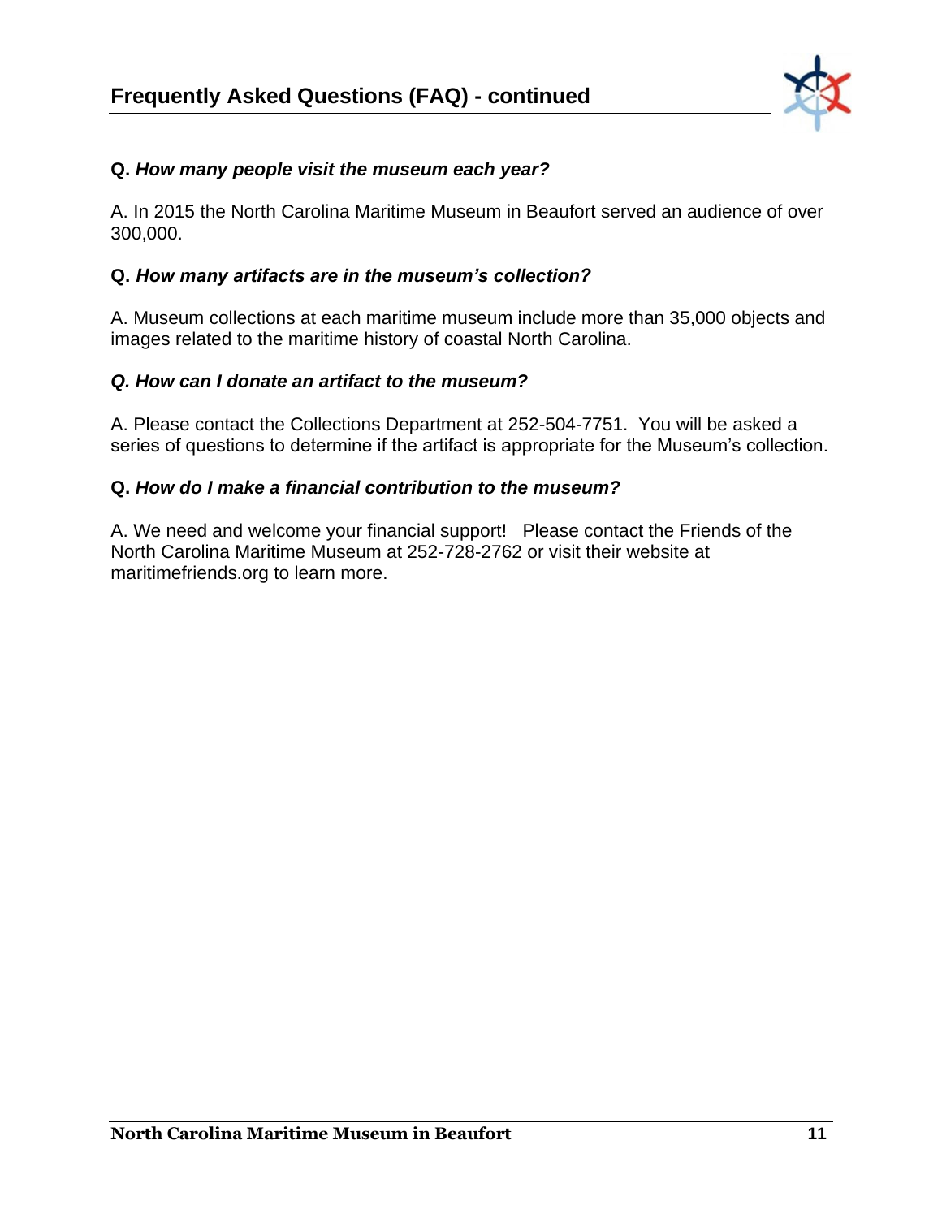## Frequently Asked Questions (FAQ) - continued

**Q.** ***How many people visit the museum each year?***

A. In 2015 the North Carolina Maritime Museum in Beaufort served an audience of over 300,000.

**Q.** ***How many artifacts are in the museum's collection?***

A. Museum collections at each maritime museum include more than 35,000 objects and images related to the maritime history of coastal North Carolina.

***Q. How can I donate an artifact to the museum?***

A. Please contact the Collections Department at 252-504-7751. You will be asked a series of questions to determine if the artifact is appropriate for the Museum's collection.

**Q.** ***How do I make a financial contribution to the museum?***

A. We need and welcome your financial support! Please contact the Friends of the North Carolina Maritime Museum at 252-728-2762 or visit their website at maritimefriends.org to learn more.